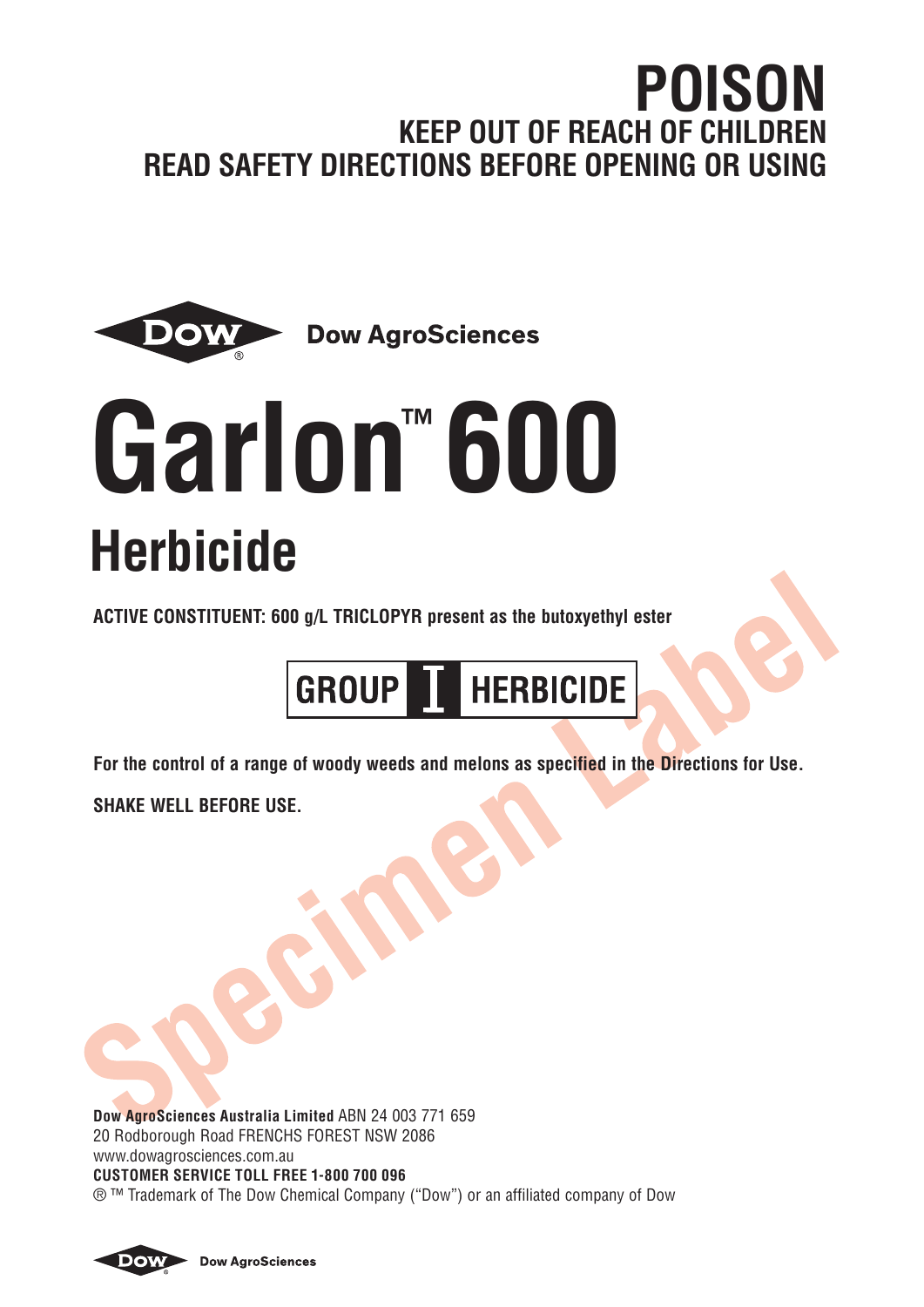# POISON

## KEEP OUT OF REACH OF CHILDREN

## READ SAFETY DIRECTIONS BEFORE OPENING OR USING

Dow AgroSciences

# Garlon™ 600

## Herbicide

**ACTIVE CONSTITUENT: 600 g/L TRICLOPYR present as the butoxyethyl ester**

**GROUP I HERBICIDE**

**For the control of a range of woody weeds and melons as specified in the Directions for Use.**

**SHAKE WELL BEFORE USE.**

Specimen Label

**Dow AgroSciences Australia Limited** ABN 24 003 771 659
20 Rodborough Road FRENCHS FOREST NSW 2086
www.dowagrosciences.com.au
**CUSTOMER SERVICE TOLL FREE 1-800 700 096**
® ™ Trademark of The Dow Chemical Company ("Dow") or an affiliated company of Dow

Dow AgroSciences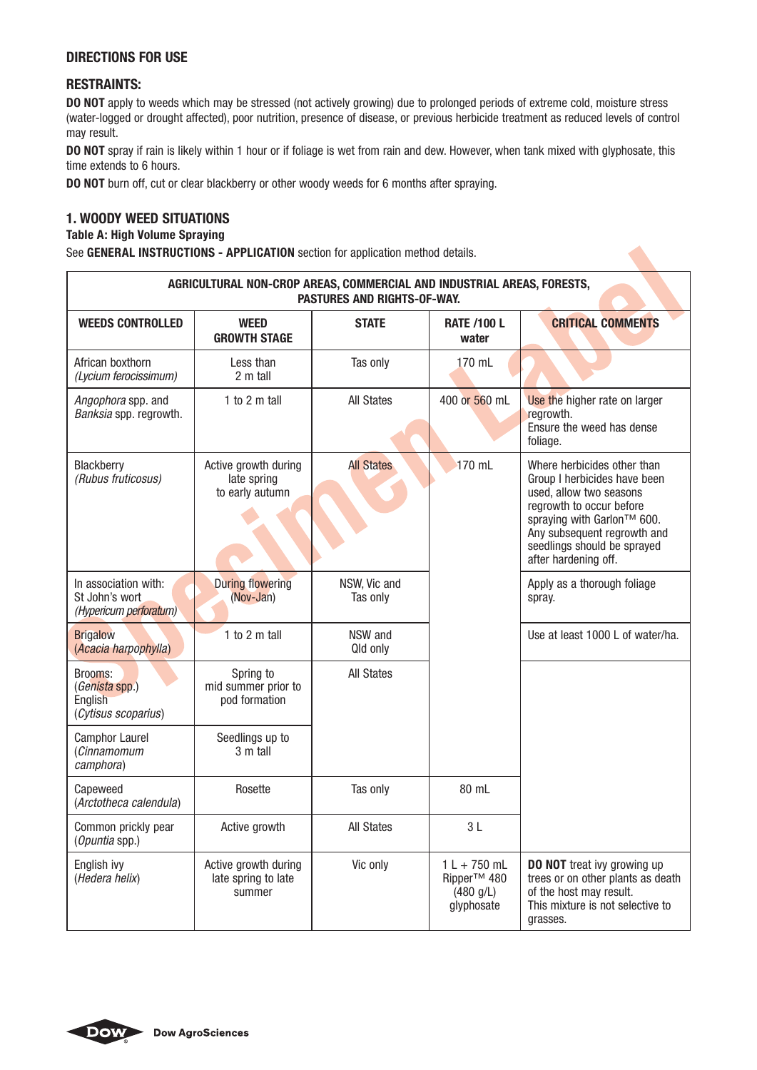## DIRECTIONS FOR USE

### RESTRAINTS:

**DO NOT** apply to weeds which may be stressed (not actively growing) due to prolonged periods of extreme cold, moisture stress (water-logged or drought affected), poor nutrition, presence of disease, or previous herbicide treatment as reduced levels of control may result.

**DO NOT** spray if rain is likely within 1 hour or if foliage is wet from rain and dew. However, when tank mixed with glyphosate, this time extends to 6 hours.

**DO NOT** burn off, cut or clear blackberry or other woody weeds for 6 months after spraying.

### 1. WOODY WEED SITUATIONS

**Table A: High Volume Spraying**

See **GENERAL INSTRUCTIONS - APPLICATION** section for application method details.

| AGRICULTURAL NON-CROP AREAS, COMMERCIAL AND INDUSTRIAL AREAS, FORESTS, PASTURES AND RIGHTS-OF-WAY. | | | | |
|---|---|---|---|---|
| **WEEDS CONTROLLED** | **WEED GROWTH STAGE** | **STATE** | **RATE /100 L water** | **CRITICAL COMMENTS** |
| African boxthorn (*Lycium ferocissimum*) | Less than 2 m tall | Tas only | 170 mL | |
| *Angophora* spp. and *Banksia* spp. regrowth. | 1 to 2 m tall | All States | 400 or 560 mL | Use the higher rate on larger regrowth. Ensure the weed has dense foliage. |
| Blackberry (*Rubus fruticosus*) | Active growth during late spring to early autumn | All States | 170 mL | Where herbicides other than Group I herbicides have been used, allow two seasons regrowth to occur before spraying with Garlon™ 600. Any subsequent regrowth and seedlings should be sprayed after hardening off. |
| In association with: St John's wort (*Hypericum perforatum*) | During flowering (Nov-Jan) | NSW, Vic and Tas only | | Apply as a thorough foliage spray. |
| Brigalow (*Acacia harpophylla*) | 1 to 2 m tall | NSW and Qld only | | Use at least 1000 L of water/ha. |
| Brooms: (*Genista* spp.) English (*Cytisus scoparius*) | Spring to mid summer prior to pod formation | All States | | |
| Camphor Laurel (*Cinnamomum camphora*) | Seedlings up to 3 m tall | | | |
| Capeweed (*Arctotheca calendula*) | Rosette | Tas only | 80 mL | |
| Common prickly pear (*Opuntia* spp.) | Active growth | All States | 3 L | |
| English ivy (*Hedera helix*) | Active growth during late spring to late summer | Vic only | 1 L + 750 mL Ripper™ 480 (480 g/L) glyphosate | **DO NOT** treat ivy growing up trees or on other plants as death of the host may result. This mixture is not selective to grasses. |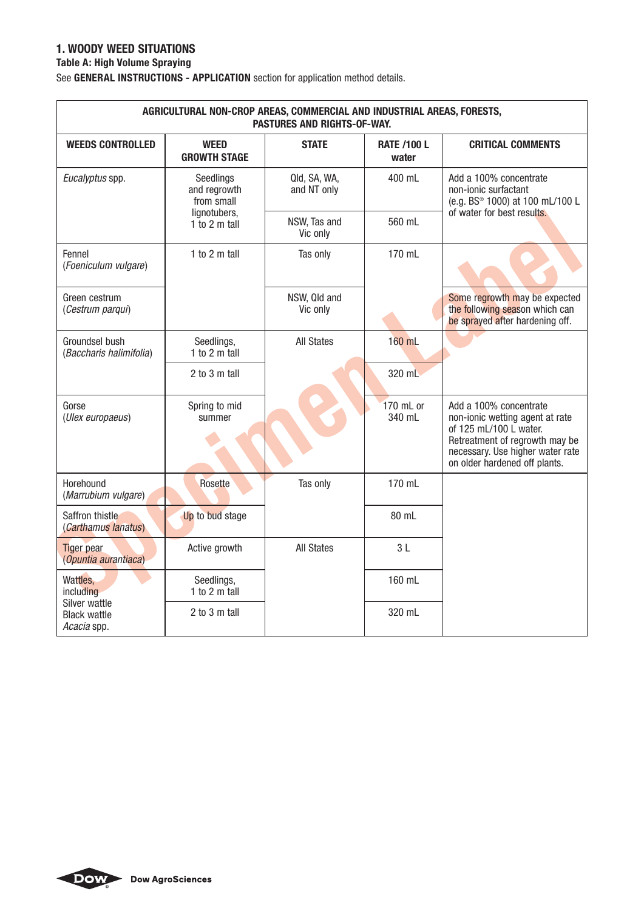## 1. WOODY WEED SITUATIONS

**Table A: High Volume Spraying**

See **GENERAL INSTRUCTIONS - APPLICATION** section for application method details.

| AGRICULTURAL NON-CROP AREAS, COMMERCIAL AND INDUSTRIAL AREAS, FORESTS, PASTURES AND RIGHTS-OF-WAY. | | | | |
|---|---|---|---|---|
| **WEEDS CONTROLLED** | **WEED GROWTH STAGE** | **STATE** | **RATE /100 L water** | **CRITICAL COMMENTS** |
| *Eucalyptus* spp. | Seedlings and regrowth from small lignotubers, 1 to 2 m tall | Qld, SA, WA, and NT only | 400 mL | Add a 100% concentrate non-ionic surfactant (e.g. BS® 1000) at 100 mL/100 L of water for best results. |
| | | NSW, Tas and Vic only | 560 mL | |
| Fennel (*Foeniculum vulgare*) | 1 to 2 m tall | Tas only | 170 mL | |
| Green cestrum (*Cestrum parqui*) | | NSW, Qld and Vic only | | Some regrowth may be expected the following season which can be sprayed after hardening off. |
| Groundsel bush (*Baccharis halimifolia*) | Seedlings, 1 to 2 m tall | All States | 160 mL | |
| | 2 to 3 m tall | | 320 mL | |
| Gorse (*Ulex europaeus*) | Spring to mid summer | | 170 mL or 340 mL | Add a 100% concentrate non-ionic wetting agent at rate of 125 mL/100 L water. Retreatment of regrowth may be necessary. Use higher water rate on older hardened off plants. |
| Horehound (*Marrubium vulgare*) | Rosette | Tas only | 170 mL | |
| Saffron thistle (*Carthamus lanatus*) | Up to bud stage | | 80 mL | |
| Tiger pear (*Opuntia aurantiaca*) | Active growth | All States | 3 L | |
| Wattles, including Silver wattle Black wattle *Acacia* spp. | Seedlings, 1 to 2 m tall | | 160 mL | |
| | 2 to 3 m tall | | 320 mL | |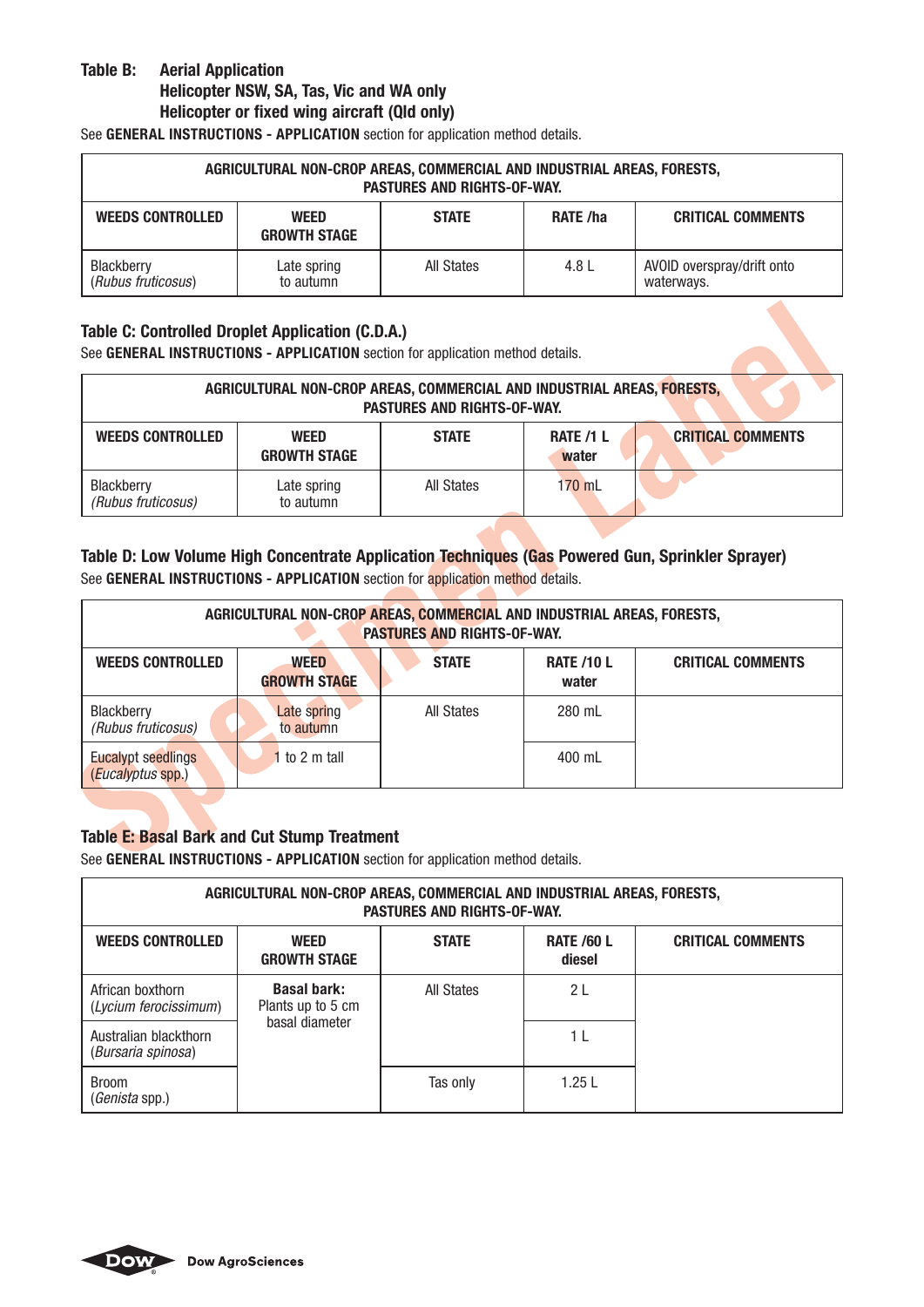**Table B: Aerial Application**
**Helicopter NSW, SA, Tas, Vic and WA only**
**Helicopter or fixed wing aircraft (Qld only)**

See **GENERAL INSTRUCTIONS - APPLICATION** section for application method details.

| AGRICULTURAL NON-CROP AREAS, COMMERCIAL AND INDUSTRIAL AREAS, FORESTS, PASTURES AND RIGHTS-OF-WAY. | | | | |
|---|---|---|---|---|
| **WEEDS CONTROLLED** | **WEED GROWTH STAGE** | **STATE** | **RATE /ha** | **CRITICAL COMMENTS** |
| Blackberry (*Rubus fruticosus*) | Late spring to autumn | All States | 4.8 L | AVOID overspray/drift onto waterways. |

**Table C: Controlled Droplet Application (C.D.A.)**

See **GENERAL INSTRUCTIONS - APPLICATION** section for application method details.

| AGRICULTURAL NON-CROP AREAS, COMMERCIAL AND INDUSTRIAL AREAS, FORESTS, PASTURES AND RIGHTS-OF-WAY. | | | | |
|---|---|---|---|---|
| **WEEDS CONTROLLED** | **WEED GROWTH STAGE** | **STATE** | **RATE /1 L water** | **CRITICAL COMMENTS** |
| Blackberry (*Rubus fruticosus*) | Late spring to autumn | All States | 170 mL | |

**Table D: Low Volume High Concentrate Application Techniques (Gas Powered Gun, Sprinkler Sprayer)**

See **GENERAL INSTRUCTIONS - APPLICATION** section for application method details.

| AGRICULTURAL NON-CROP AREAS, COMMERCIAL AND INDUSTRIAL AREAS, FORESTS, PASTURES AND RIGHTS-OF-WAY. | | | | |
|---|---|---|---|---|
| **WEEDS CONTROLLED** | **WEED GROWTH STAGE** | **STATE** | **RATE /10 L water** | **CRITICAL COMMENTS** |
| Blackberry (*Rubus fruticosus*) | Late spring to autumn | All States | 280 mL | |
| Eucalypt seedlings (*Eucalyptus* spp.) | 1 to 2 m tall | | 400 mL | |

**Table E: Basal Bark and Cut Stump Treatment**

See **GENERAL INSTRUCTIONS - APPLICATION** section for application method details.

| AGRICULTURAL NON-CROP AREAS, COMMERCIAL AND INDUSTRIAL AREAS, FORESTS, PASTURES AND RIGHTS-OF-WAY. | | | | |
|---|---|---|---|---|
| **WEEDS CONTROLLED** | **WEED GROWTH STAGE** | **STATE** | **RATE /60 L diesel** | **CRITICAL COMMENTS** |
| African boxthorn (*Lycium ferocissimum*) | **Basal bark:** Plants up to 5 cm basal diameter | All States | 2 L | |
| Australian blackthorn (*Bursaria spinosa*) | | | 1 L | |
| Broom (*Genista* spp.) | | Tas only | 1.25 L | |

Dow AgroSciences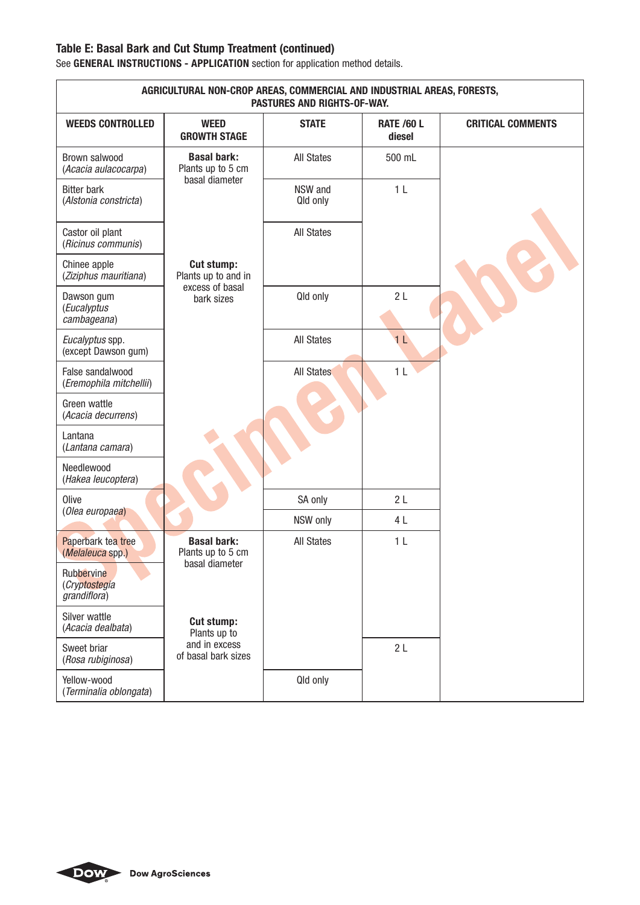### Table E: Basal Bark and Cut Stump Treatment (continued)

See **GENERAL INSTRUCTIONS - APPLICATION** section for application method details.

| AGRICULTURAL NON-CROP AREAS, COMMERCIAL AND INDUSTRIAL AREAS, FORESTS, PASTURES AND RIGHTS-OF-WAY. | | | | |
|---|---|---|---|---|
| **WEEDS CONTROLLED** | **WEED GROWTH STAGE** | **STATE** | **RATE /60 L diesel** | **CRITICAL COMMENTS** |
| Brown salwood (*Acacia aulacocarpa*) | **Basal bark:** Plants up to 5 cm basal diameter | All States | 500 mL | |
| Bitter bark (*Alstonia constricta*) | | NSW and Qld only | 1 L | |
| Castor oil plant (*Ricinus communis*) | | All States | 1 L | |
| Chinee apple (*Ziziphus mauritiana*) | **Cut stump:** Plants up to and in excess of basal bark sizes | All States | 1 L | |
| Dawson gum (*Eucalyptus cambageana*) | | Qld only | 2 L | |
| *Eucalyptus* spp. (except Dawson gum) | | All States | 1 L | |
| False sandalwood (*Eremophila mitchellii*) | | All States | 1 L | |
| Green wattle (*Acacia decurrens*) | | All States | 1 L | |
| Lantana (*Lantana camara*) | | All States | 1 L | |
| Needlewood (*Hakea leucoptera*) | | All States | 1 L | |
| Olive (*Olea europaea*) | | SA only | 2 L | |
| | | NSW only | 4 L | |
| Paperbark tea tree (*Melaleuca* spp.) | **Basal bark:** Plants up to 5 cm basal diameter | All States | 1 L | |
| Rubbervine (*Cryptostegia grandiflora*) | | All States | 1 L | |
| Silver wattle (*Acacia dealbata*) | **Cut stump:** Plants up to and in excess of basal bark sizes | All States | 1 L | |
| Sweet briar (*Rosa rubiginosa*) | | All States | 2 L | |
| Yellow-wood (*Terminalia oblongata*) | | Qld only | 2 L | |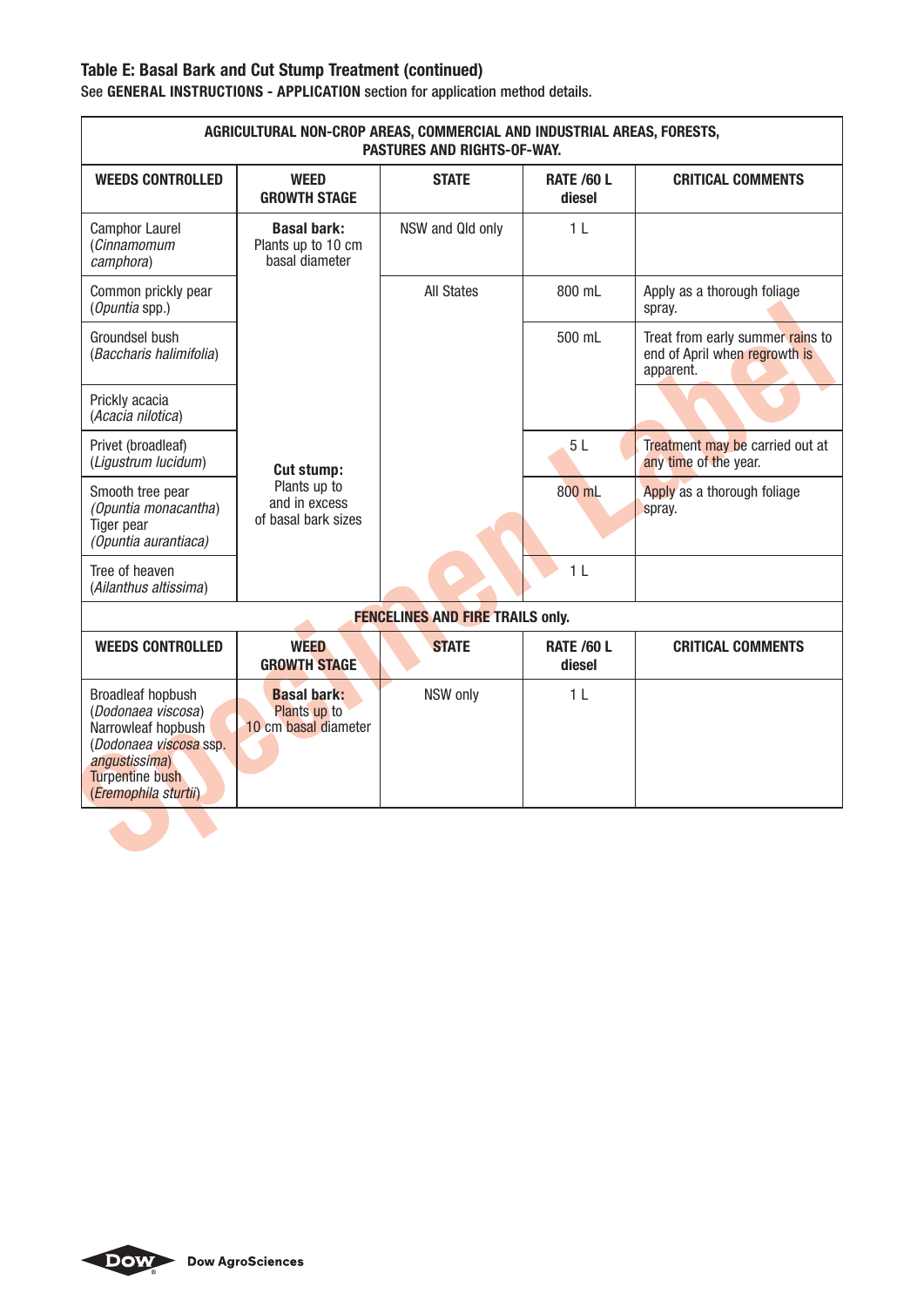### Table E: Basal Bark and Cut Stump Treatment (continued)

See **GENERAL INSTRUCTIONS - APPLICATION** section for application method details.

| AGRICULTURAL NON-CROP AREAS, COMMERCIAL AND INDUSTRIAL AREAS, FORESTS, PASTURES AND RIGHTS-OF-WAY. | | | | |
|---|---|---|---|---|
| **WEEDS CONTROLLED** | **WEED GROWTH STAGE** | **STATE** | **RATE /60 L diesel** | **CRITICAL COMMENTS** |
| Camphor Laurel (*Cinnamomum camphora*) | **Basal bark:** Plants up to 10 cm basal diameter | NSW and Qld only | 1 L | |
| Common prickly pear (*Opuntia* spp.) | **Cut stump:** Plants up to and in excess of basal bark sizes | All States | 800 mL | Apply as a thorough foliage spray. |
| Groundsel bush (*Baccharis halimifolia*) | | | 500 mL | Treat from early summer rains to end of April when regrowth is apparent. |
| Prickly acacia (*Acacia nilotica*) | | | | |
| Privet (broadleaf) (*Ligustrum lucidum*) | | | 5 L | Treatment may be carried out at any time of the year. |
| Smooth tree pear (*Opuntia monacantha*) Tiger pear (*Opuntia aurantiaca*) | | | 800 mL | Apply as a thorough foliage spray. |
| Tree of heaven (*Ailanthus altissima*) | | | 1 L | |
| **FENCELINES AND FIRE TRAILS only.** | | | | |
| **WEEDS CONTROLLED** | **WEED GROWTH STAGE** | **STATE** | **RATE /60 L diesel** | **CRITICAL COMMENTS** |
| Broadleaf hopbush (*Dodonaea viscosa*) Narrowleaf hopbush (*Dodonaea viscosa* ssp. *angustissima*) Turpentine bush (*Eremophila sturtii*) | **Basal bark:** Plants up to 10 cm basal diameter | NSW only | 1 L | |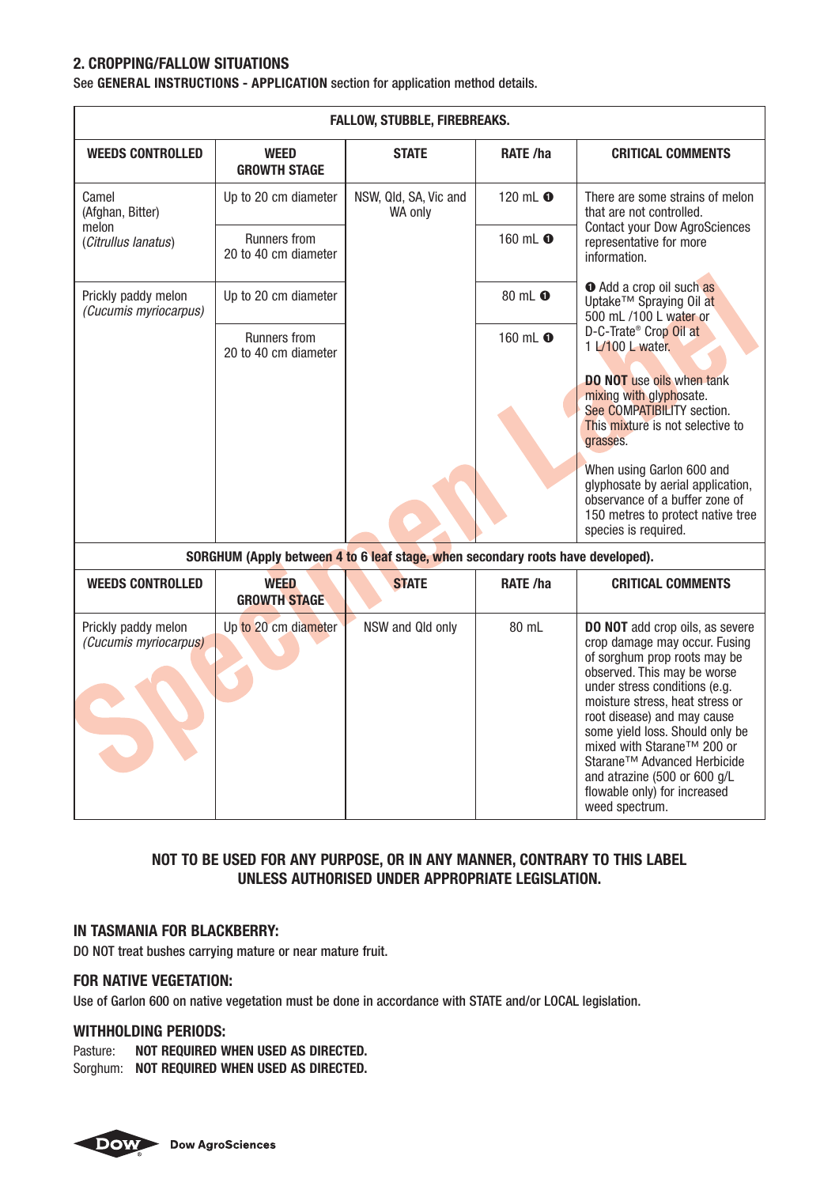## 2. CROPPING/FALLOW SITUATIONS

See **GENERAL INSTRUCTIONS - APPLICATION** section for application method details.

| FALLOW, STUBBLE, FIREBREAKS. | | | | |
|---|---|---|---|---|
| **WEEDS CONTROLLED** | **WEED GROWTH STAGE** | **STATE** | **RATE /ha** | **CRITICAL COMMENTS** |
| Camel (Afghan, Bitter) melon (*Citrullus lanatus*) | Up to 20 cm diameter | NSW, Qld, SA, Vic and WA only | 120 mL ❶ | There are some strains of melon that are not controlled. Contact your Dow AgroSciences representative for more information. |
| | Runners from 20 to 40 cm diameter | | 160 mL ❶ | |
| Prickly paddy melon (*Cucumis myriocarpus*) | Up to 20 cm diameter | | 80 mL ❶ | ❶ Add a crop oil such as Uptake™ Spraying Oil at 500 mL /100 L water or D-C-Trate® Crop Oil at 1 L/100 L water. **DO NOT** use oils when tank mixing with glyphosate. See COMPATIBILITY section. This mixture is not selective to grasses. When using Garlon 600 and glyphosate by aerial application, observance of a buffer zone of 150 metres to protect native tree species is required. |
| | Runners from 20 to 40 cm diameter | | 160 mL ❶ | |

| SORGHUM (Apply between 4 to 6 leaf stage, when secondary roots have developed). | | | | |
|---|---|---|---|---|
| **WEEDS CONTROLLED** | **WEED GROWTH STAGE** | **STATE** | **RATE /ha** | **CRITICAL COMMENTS** |
| Prickly paddy melon (*Cucumis myriocarpus*) | Up to 20 cm diameter | NSW and Qld only | 80 mL | **DO NOT** add crop oils, as severe crop damage may occur. Fusing of sorghum prop roots may be observed. This may be worse under stress conditions (e.g. moisture stress, heat stress or root disease) and may cause some yield loss. Should only be mixed with Starane™ 200 or Starane™ Advanced Herbicide and atrazine (500 or 600 g/L flowable only) for increased weed spectrum. |

**NOT TO BE USED FOR ANY PURPOSE, OR IN ANY MANNER, CONTRARY TO THIS LABEL UNLESS AUTHORISED UNDER APPROPRIATE LEGISLATION.**

### IN TASMANIA FOR BLACKBERRY:

DO NOT treat bushes carrying mature or near mature fruit.

### FOR NATIVE VEGETATION:

Use of Garlon 600 on native vegetation must be done in accordance with STATE and/or LOCAL legislation.

### WITHHOLDING PERIODS:

Pasture: **NOT REQUIRED WHEN USED AS DIRECTED.**
Sorghum: **NOT REQUIRED WHEN USED AS DIRECTED.**

Dow AgroSciences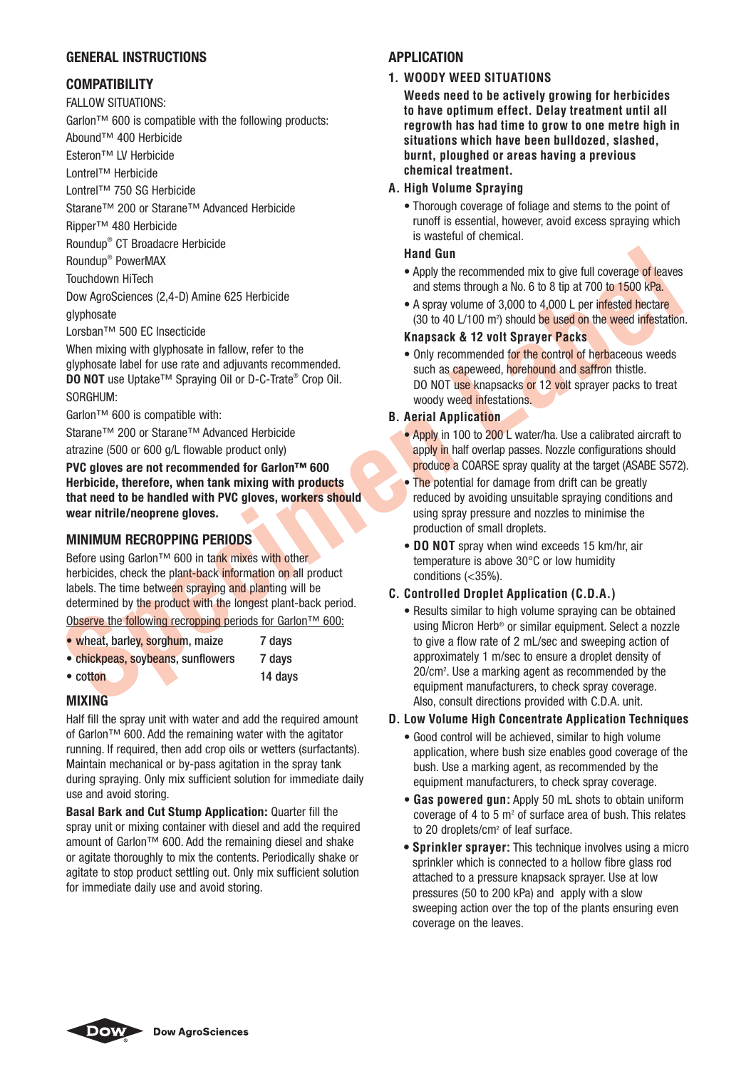# GENERAL INSTRUCTIONS

## COMPATIBILITY

FALLOW SITUATIONS:

Garlon™ 600 is compatible with the following products:

Abound™ 400 Herbicide
Esteron™ LV Herbicide
Lontrel™ Herbicide
Lontrel™ 750 SG Herbicide
Starane™ 200 or Starane™ Advanced Herbicide
Ripper™ 480 Herbicide
Roundup® CT Broadacre Herbicide
Roundup® PowerMAX
Touchdown HiTech
Dow AgroSciences (2,4-D) Amine 625 Herbicide
glyphosate
Lorsban™ 500 EC Insecticide

When mixing with glyphosate in fallow, refer to the glyphosate label for use rate and adjuvants recommended. **DO NOT** use Uptake™ Spraying Oil or D-C-Trate® Crop Oil.

SORGHUM:

Garlon™ 600 is compatible with:

Starane™ 200 or Starane™ Advanced Herbicide
atrazine (500 or 600 g/L flowable product only)

**PVC gloves are not recommended for Garlon™ 600 Herbicide, therefore, when tank mixing with products that need to be handled with PVC gloves, workers should wear nitrile/neoprene gloves.**

## MINIMUM RECROPPING PERIODS

Before using Garlon™ 600 in tank mixes with other herbicides, check the plant-back information on all product labels. The time between spraying and planting will be determined by the product with the longest plant-back period.

Observe the following recropping periods for Garlon™ 600:

| | |
|---|---|
| • wheat, barley, sorghum, maize | 7 days |
| • chickpeas, soybeans, sunflowers | 7 days |
| • cotton | 14 days |

## MIXING

Half fill the spray unit with water and add the required amount of Garlon™ 600. Add the remaining water with the agitator running. If required, then add crop oils or wetters (surfactants). Maintain mechanical or by-pass agitation in the spray tank during spraying. Only mix sufficient solution for immediate daily use and avoid storing.

**Basal Bark and Cut Stump Application:** Quarter fill the spray unit or mixing container with diesel and add the required amount of Garlon™ 600. Add the remaining diesel and shake or agitate thoroughly to mix the contents. Periodically shake or agitate to stop product settling out. Only mix sufficient solution for immediate daily use and avoid storing.

# APPLICATION

## 1. WOODY WEED SITUATIONS

**Weeds need to be actively growing for herbicides to have optimum effect. Delay treatment until all regrowth has had time to grow to one metre high in situations which have been bulldozed, slashed, burnt, ploughed or areas having a previous chemical treatment.**

### A. High Volume Spraying

- Thorough coverage of foliage and stems to the point of runoff is essential, however, avoid excess spraying which is wasteful of chemical.

#### Hand Gun

- Apply the recommended mix to give full coverage of leaves and stems through a No. 6 to 8 tip at 700 to 1500 kPa.
- A spray volume of 3,000 to 4,000 L per infested hectare (30 to 40 L/100 m²) should be used on the weed infestation.

#### Knapsack & 12 volt Sprayer Packs

- Only recommended for the control of herbaceous weeds such as capeweed, horehound and saffron thistle. DO NOT use knapsacks or 12 volt sprayer packs to treat woody weed infestations.

### B. Aerial Application

- Apply in 100 to 200 L water/ha. Use a calibrated aircraft to apply in half overlap passes. Nozzle configurations should produce a COARSE spray quality at the target (ASABE S572).
- The potential for damage from drift can be greatly reduced by avoiding unsuitable spraying conditions and using spray pressure and nozzles to minimise the production of small droplets.
- **DO NOT** spray when wind exceeds 15 km/hr, air temperature is above 30°C or low humidity conditions (<35%).

### C. Controlled Droplet Application (C.D.A.)

- Results similar to high volume spraying can be obtained using Micron Herb® or similar equipment. Select a nozzle to give a flow rate of 2 mL/sec and sweeping action of approximately 1 m/sec to ensure a droplet density of 20/cm². Use a marking agent as recommended by the equipment manufacturers, to check spray coverage. Also, consult directions provided with C.D.A. unit.

### D. Low Volume High Concentrate Application Techniques

- Good control will be achieved, similar to high volume application, where bush size enables good coverage of the bush. Use a marking agent, as recommended by the equipment manufacturers, to check spray coverage.
- **Gas powered gun:** Apply 50 mL shots to obtain uniform coverage of 4 to 5 m² of surface area of bush. This relates to 20 droplets/cm² of leaf surface.
- **Sprinkler sprayer:** This technique involves using a micro sprinkler which is connected to a hollow fibre glass rod attached to a pressure knapsack sprayer. Use at low pressures (50 to 200 kPa) and apply with a slow sweeping action over the top of the plants ensuring even coverage on the leaves.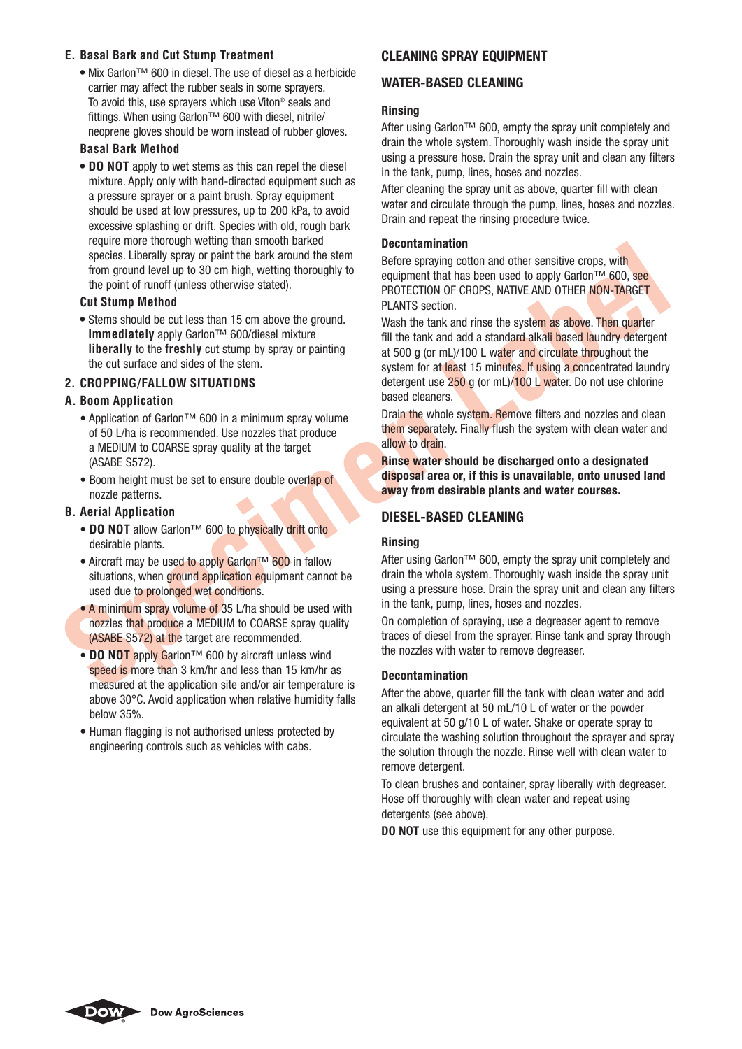### E. Basal Bark and Cut Stump Treatment

- Mix Garlon™ 600 in diesel. The use of diesel as a herbicide carrier may affect the rubber seals in some sprayers. To avoid this, use sprayers which use Viton® seals and fittings. When using Garlon™ 600 with diesel, nitrile/neoprene gloves should be worn instead of rubber gloves.

#### Basal Bark Method

- **DO NOT** apply to wet stems as this can repel the diesel mixture. Apply only with hand-directed equipment such as a pressure sprayer or a paint brush. Spray equipment should be used at low pressures, up to 200 kPa, to avoid excessive splashing or drift. Species with old, rough bark require more thorough wetting than smooth barked species. Liberally spray or paint the bark around the stem from ground level up to 30 cm high, wetting thoroughly to the point of runoff (unless otherwise stated).

#### Cut Stump Method

- Stems should be cut less than 15 cm above the ground. **Immediately** apply Garlon™ 600/diesel mixture **liberally** to the **freshly** cut stump by spray or painting the cut surface and sides of the stem.

### 2. CROPPING/FALLOW SITUATIONS

#### A. Boom Application

- Application of Garlon™ 600 in a minimum spray volume of 50 L/ha is recommended. Use nozzles that produce a MEDIUM to COARSE spray quality at the target (ASABE S572).
- Boom height must be set to ensure double overlap of nozzle patterns.

#### B. Aerial Application

- **DO NOT** allow Garlon™ 600 to physically drift onto desirable plants.
- Aircraft may be used to apply Garlon™ 600 in fallow situations, when ground application equipment cannot be used due to prolonged wet conditions.
- A minimum spray volume of 35 L/ha should be used with nozzles that produce a MEDIUM to COARSE spray quality (ASABE S572) at the target are recommended.
- **DO NOT** apply Garlon™ 600 by aircraft unless wind speed is more than 3 km/hr and less than 15 km/hr as measured at the application site and/or air temperature is above 30°C. Avoid application when relative humidity falls below 35%.
- Human flagging is not authorised unless protected by engineering controls such as vehicles with cabs.

## CLEANING SPRAY EQUIPMENT

### WATER-BASED CLEANING

#### Rinsing

After using Garlon™ 600, empty the spray unit completely and drain the whole system. Thoroughly wash inside the spray unit using a pressure hose. Drain the spray unit and clean any filters in the tank, pump, lines, hoses and nozzles.

After cleaning the spray unit as above, quarter fill with clean water and circulate through the pump, lines, hoses and nozzles. Drain and repeat the rinsing procedure twice.

#### Decontamination

Before spraying cotton and other sensitive crops, with equipment that has been used to apply Garlon™ 600, see PROTECTION OF CROPS, NATIVE AND OTHER NON-TARGET PLANTS section.

Wash the tank and rinse the system as above. Then quarter fill the tank and add a standard alkali based laundry detergent at 500 g (or mL)/100 L water and circulate throughout the system for at least 15 minutes. If using a concentrated laundry detergent use 250 g (or mL)/100 L water. Do not use chlorine based cleaners.

Drain the whole system. Remove filters and nozzles and clean them separately. Finally flush the system with clean water and allow to drain.

**Rinse water should be discharged onto a designated disposal area or, if this is unavailable, onto unused land away from desirable plants and water courses.**

### DIESEL-BASED CLEANING

#### Rinsing

After using Garlon™ 600, empty the spray unit completely and drain the whole system. Thoroughly wash inside the spray unit using a pressure hose. Drain the spray unit and clean any filters in the tank, pump, lines, hoses and nozzles.

On completion of spraying, use a degreaser agent to remove traces of diesel from the sprayer. Rinse tank and spray through the nozzles with water to remove degreaser.

#### Decontamination

After the above, quarter fill the tank with clean water and add an alkali detergent at 50 mL/10 L of water or the powder equivalent at 50 g/10 L of water. Shake or operate spray to circulate the washing solution throughout the sprayer and spray the solution through the nozzle. Rinse well with clean water to remove detergent.

To clean brushes and container, spray liberally with degreaser. Hose off thoroughly with clean water and repeat using detergents (see above).

**DO NOT** use this equipment for any other purpose.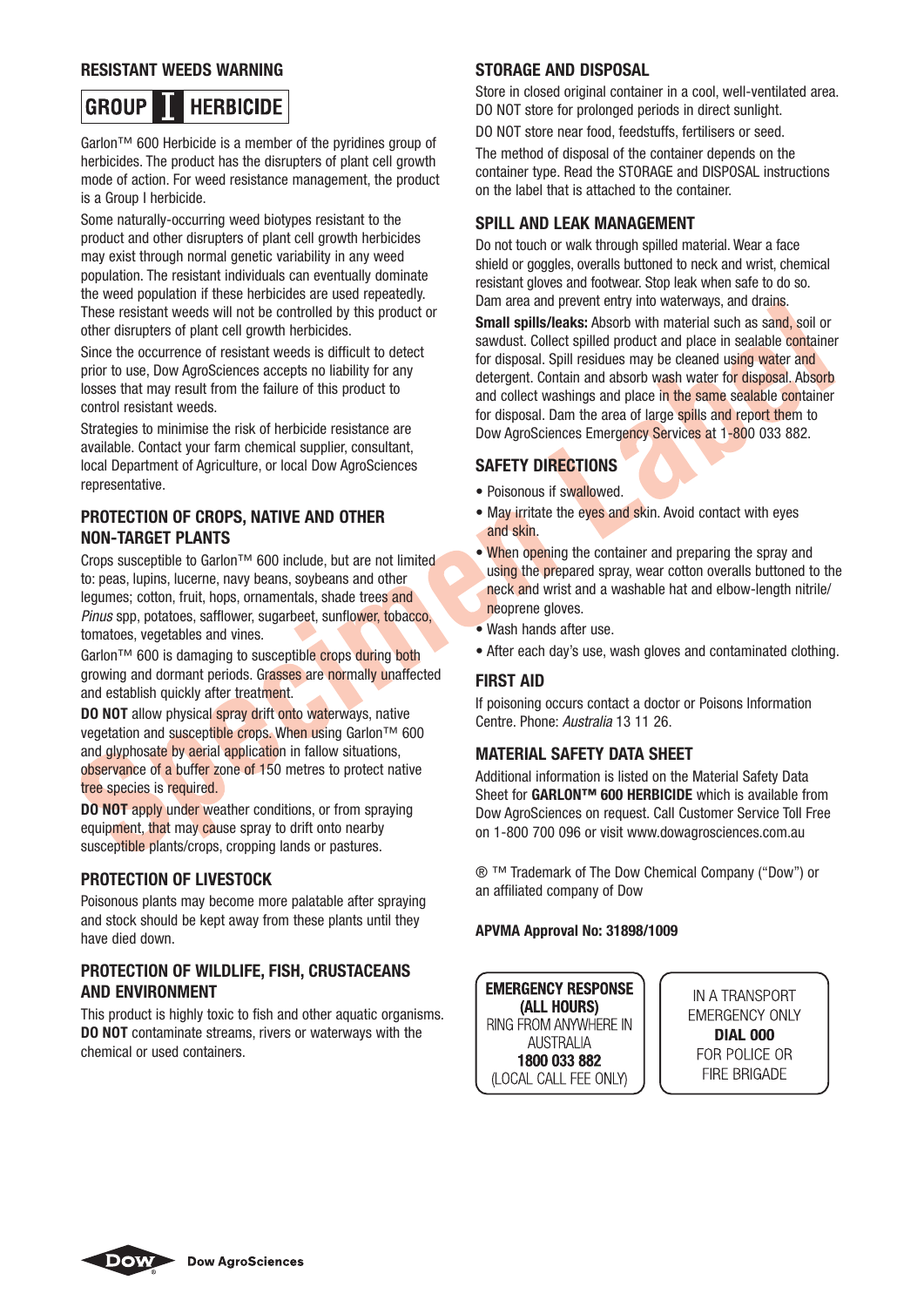## RESISTANT WEEDS WARNING

**GROUP I HERBICIDE**

Garlon™ 600 Herbicide is a member of the pyridines group of herbicides. The product has the disrupters of plant cell growth mode of action. For weed resistance management, the product is a Group I herbicide.

Some naturally-occurring weed biotypes resistant to the product and other disrupters of plant cell growth herbicides may exist through normal genetic variability in any weed population. The resistant individuals can eventually dominate the weed population if these herbicides are used repeatedly. These resistant weeds will not be controlled by this product or other disrupters of plant cell growth herbicides.

Since the occurrence of resistant weeds is difficult to detect prior to use, Dow AgroSciences accepts no liability for any losses that may result from the failure of this product to control resistant weeds.

Strategies to minimise the risk of herbicide resistance are available. Contact your farm chemical supplier, consultant, local Department of Agriculture, or local Dow AgroSciences representative.

## PROTECTION OF CROPS, NATIVE AND OTHER NON-TARGET PLANTS

Crops susceptible to Garlon™ 600 include, but are not limited to: peas, lupins, lucerne, navy beans, soybeans and other legumes; cotton, fruit, hops, ornamentals, shade trees and *Pinus* spp, potatoes, safflower, sugarbeet, sunflower, tobacco, tomatoes, vegetables and vines.

Garlon™ 600 is damaging to susceptible crops during both growing and dormant periods. Grasses are normally unaffected and establish quickly after treatment.

**DO NOT** allow physical spray drift onto waterways, native vegetation and susceptible crops. When using Garlon™ 600 and glyphosate by aerial application in fallow situations, observance of a buffer zone of 150 metres to protect native tree species is required.

**DO NOT** apply under weather conditions, or from spraying equipment, that may cause spray to drift onto nearby susceptible plants/crops, cropping lands or pastures.

## PROTECTION OF LIVESTOCK

Poisonous plants may become more palatable after spraying and stock should be kept away from these plants until they have died down.

## PROTECTION OF WILDLIFE, FISH, CRUSTACEANS AND ENVIRONMENT

This product is highly toxic to fish and other aquatic organisms. **DO NOT** contaminate streams, rivers or waterways with the chemical or used containers.

## STORAGE AND DISPOSAL

Store in closed original container in a cool, well-ventilated area. DO NOT store for prolonged periods in direct sunlight.

DO NOT store near food, feedstuffs, fertilisers or seed.

The method of disposal of the container depends on the container type. Read the STORAGE and DISPOSAL instructions on the label that is attached to the container.

## SPILL AND LEAK MANAGEMENT

Do not touch or walk through spilled material. Wear a face shield or goggles, overalls buttoned to neck and wrist, chemical resistant gloves and footwear. Stop leak when safe to do so. Dam area and prevent entry into waterways, and drains.

**Small spills/leaks:** Absorb with material such as sand, soil or sawdust. Collect spilled product and place in sealable container for disposal. Spill residues may be cleaned using water and detergent. Contain and absorb wash water for disposal. Absorb and collect washings and place in the same sealable container for disposal. Dam the area of large spills and report them to Dow AgroSciences Emergency Services at 1-800 033 882.

## SAFETY DIRECTIONS

- Poisonous if swallowed.
- May irritate the eyes and skin. Avoid contact with eyes and skin.
- When opening the container and preparing the spray and using the prepared spray, wear cotton overalls buttoned to the neck and wrist and a washable hat and elbow-length nitrile/neoprene gloves.
- Wash hands after use.
- After each day's use, wash gloves and contaminated clothing.

## FIRST AID

If poisoning occurs contact a doctor or Poisons Information Centre. Phone: *Australia* 13 11 26.

## MATERIAL SAFETY DATA SHEET

Additional information is listed on the Material Safety Data Sheet for **GARLON™ 600 HERBICIDE** which is available from Dow AgroSciences on request. Call Customer Service Toll Free on 1-800 700 096 or visit www.dowagrosciences.com.au

® ™ Trademark of The Dow Chemical Company ("Dow") or an affiliated company of Dow

**APVMA Approval No: 31898/1009**

**EMERGENCY RESPONSE (ALL HOURS)**
RING FROM ANYWHERE IN AUSTRALIA
**1800 033 882**
(LOCAL CALL FEE ONLY)

IN A TRANSPORT EMERGENCY ONLY
**DIAL 000**
FOR POLICE OR FIRE BRIGADE

Dow AgroSciences